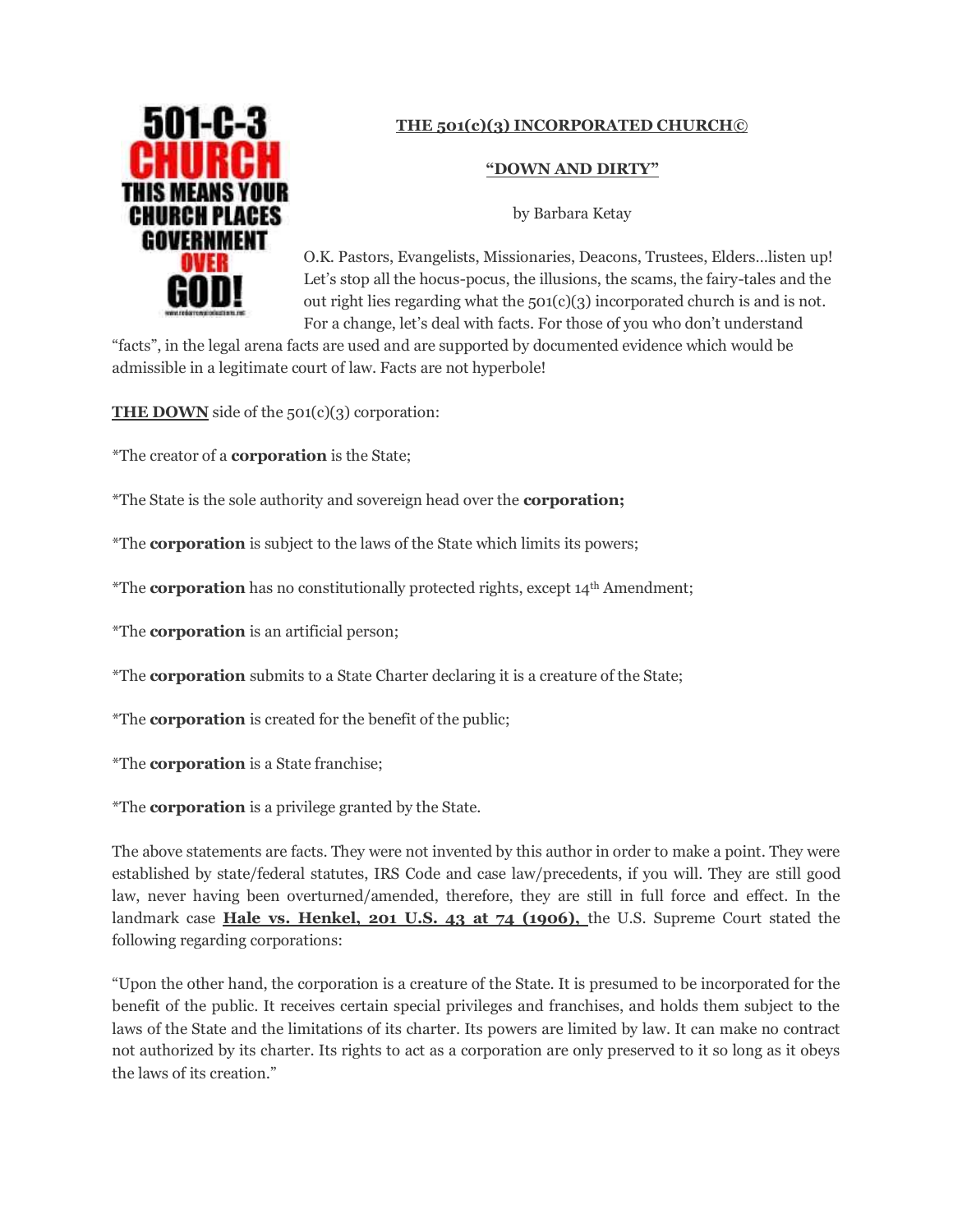**THE 501(c)(3) INCORPORATED CHURCH©**

**"DOWN AND DIRTY"**

by Barbara Ketay

O.K. Pastors, Evangelists, Missionaries, Deacons, Trustees, Elders…listen up! Let's stop all the hocus-pocus, the illusions, the scams, the fairy-tales and the out right lies regarding what the 501(c)(3) incorporated church is and is not. For a change, let's deal with facts. For those of you who don't understand "facts", in the legal arena facts are used and are supported by documented evidence which would be admissible in a legitimate court of law. Facts are not hyperbole!

**THE DOWN** side of the 501(c)(3) corporation:

*The creator of a **corporation** is the State;

*The State is the sole authority and sovereign head over the **corporation;**

*The **corporation** is subject to the laws of the State which limits its powers;

*The **corporation** has no constitutionally protected rights, except 14th Amendment;

*The **corporation** is an artificial person;

*The **corporation** submits to a State Charter declaring it is a creature of the State;

*The **corporation** is created for the benefit of the public;

*The **corporation** is a State franchise;

*The **corporation** is a privilege granted by the State.

The above statements are facts. They were not invented by this author in order to make a point. They were established by state/federal statutes, IRS Code and case law/precedents, if you will. They are still good law, never having been overturned/amended, therefore, they are still in full force and effect. In the landmark case **Hale vs. Henkel, 201 U.S. 43 at 74 (1906),** the U.S. Supreme Court stated the following regarding corporations:

"Upon the other hand, the corporation is a creature of the State. It is presumed to be incorporated for the benefit of the public. It receives certain special privileges and franchises, and holds them subject to the laws of the State and the limitations of its charter. Its powers are limited by law. It can make no contract not authorized by its charter. Its rights to act as a corporation are only preserved to it so long as it obeys the laws of its creation."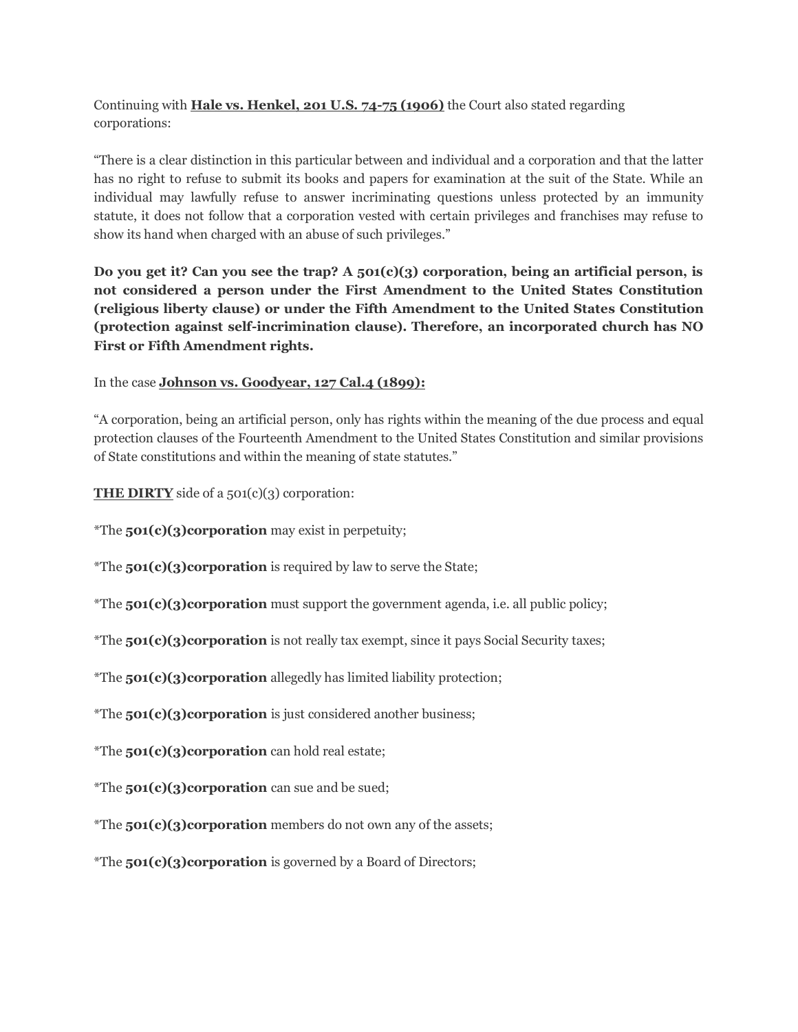Continuing with **Hale vs. Henkel, 201 U.S. 74-75 (1906)** the Court also stated regarding corporations:

"There is a clear distinction in this particular between and individual and a corporation and that the latter has no right to refuse to submit its books and papers for examination at the suit of the State. While an individual may lawfully refuse to answer incriminating questions unless protected by an immunity statute, it does not follow that a corporation vested with certain privileges and franchises may refuse to show its hand when charged with an abuse of such privileges."

**Do you get it? Can you see the trap? A 501(c)(3) corporation, being an artificial person, is not considered a person under the First Amendment to the United States Constitution (religious liberty clause) or under the Fifth Amendment to the United States Constitution (protection against self-incrimination clause). Therefore, an incorporated church has NO First or Fifth Amendment rights.**

In the case **Johnson vs. Goodyear, 127 Cal.4 (1899):**

"A corporation, being an artificial person, only has rights within the meaning of the due process and equal protection clauses of the Fourteenth Amendment to the United States Constitution and similar provisions of State constitutions and within the meaning of state statutes."

**THE DIRTY** side of a 501(c)(3) corporation:

*The **501(c)(3)corporation** may exist in perpetuity;

*The **501(c)(3)corporation** is required by law to serve the State;

*The **501(c)(3)corporation** must support the government agenda, i.e. all public policy;

*The **501(c)(3)corporation** is not really tax exempt, since it pays Social Security taxes;

*The **501(c)(3)corporation** allegedly has limited liability protection;

*The **501(c)(3)corporation** is just considered another business;

*The **501(c)(3)corporation** can hold real estate;

*The **501(c)(3)corporation** can sue and be sued;

*The **501(c)(3)corporation** members do not own any of the assets;

*The **501(c)(3)corporation** is governed by a Board of Directors;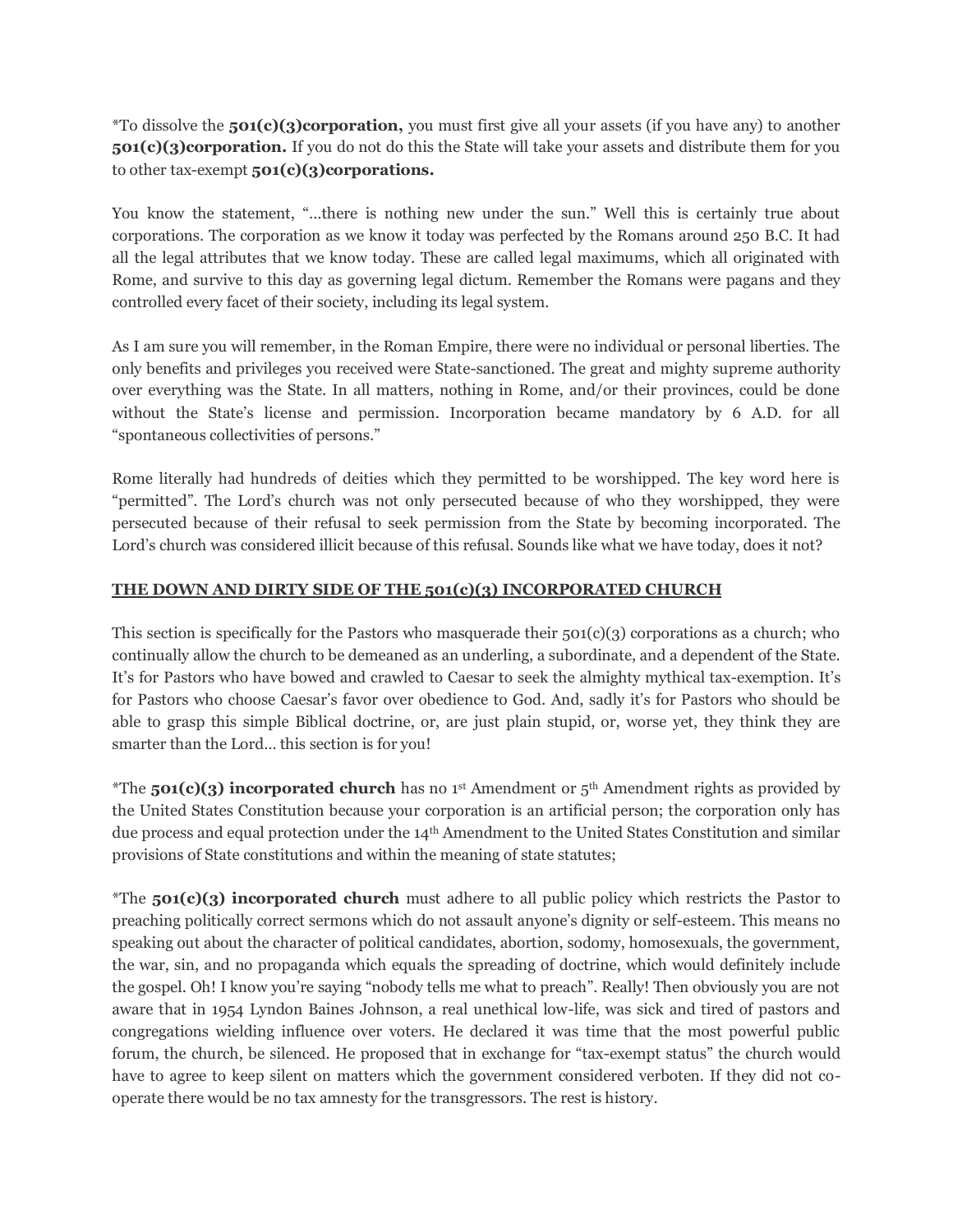*To dissolve the **501(c)(3)corporation,** you must first give all your assets (if you have any) to another **501(c)(3)corporation.** If you do not do this the State will take your assets and distribute them for you to other tax-exempt **501(c)(3)corporations.**

You know the statement, "…there is nothing new under the sun." Well this is certainly true about corporations. The corporation as we know it today was perfected by the Romans around 250 B.C. It had all the legal attributes that we know today. These are called legal maximums, which all originated with Rome, and survive to this day as governing legal dictum. Remember the Romans were pagans and they controlled every facet of their society, including its legal system.

As I am sure you will remember, in the Roman Empire, there were no individual or personal liberties. The only benefits and privileges you received were State-sanctioned. The great and mighty supreme authority over everything was the State. In all matters, nothing in Rome, and/or their provinces, could be done without the State's license and permission. Incorporation became mandatory by 6 A.D. for all "spontaneous collectivities of persons."

Rome literally had hundreds of deities which they permitted to be worshipped. The key word here is "permitted". The Lord's church was not only persecuted because of who they worshipped, they were persecuted because of their refusal to seek permission from the State by becoming incorporated. The Lord's church was considered illicit because of this refusal. Sounds like what we have today, does it not?

## THE DOWN AND DIRTY SIDE OF THE 501(c)(3) INCORPORATED CHURCH

This section is specifically for the Pastors who masquerade their 501(c)(3) corporations as a church; who continually allow the church to be demeaned as an underling, a subordinate, and a dependent of the State. It's for Pastors who have bowed and crawled to Caesar to seek the almighty mythical tax-exemption. It's for Pastors who choose Caesar's favor over obedience to God. And, sadly it's for Pastors who should be able to grasp this simple Biblical doctrine, or, are just plain stupid, or, worse yet, they think they are smarter than the Lord… this section is for you!

*The **501(c)(3) incorporated church** has no 1st Amendment or 5th Amendment rights as provided by the United States Constitution because your corporation is an artificial person; the corporation only has due process and equal protection under the 14th Amendment to the United States Constitution and similar provisions of State constitutions and within the meaning of state statutes;

*The **501(c)(3) incorporated church** must adhere to all public policy which restricts the Pastor to preaching politically correct sermons which do not assault anyone's dignity or self-esteem. This means no speaking out about the character of political candidates, abortion, sodomy, homosexuals, the government, the war, sin, and no propaganda which equals the spreading of doctrine, which would definitely include the gospel. Oh! I know you're saying "nobody tells me what to preach". Really! Then obviously you are not aware that in 1954 Lyndon Baines Johnson, a real unethical low-life, was sick and tired of pastors and congregations wielding influence over voters. He declared it was time that the most powerful public forum, the church, be silenced. He proposed that in exchange for "tax-exempt status" the church would have to agree to keep silent on matters which the government considered verboten. If they did not co-operate there would be no tax amnesty for the transgressors. The rest is history.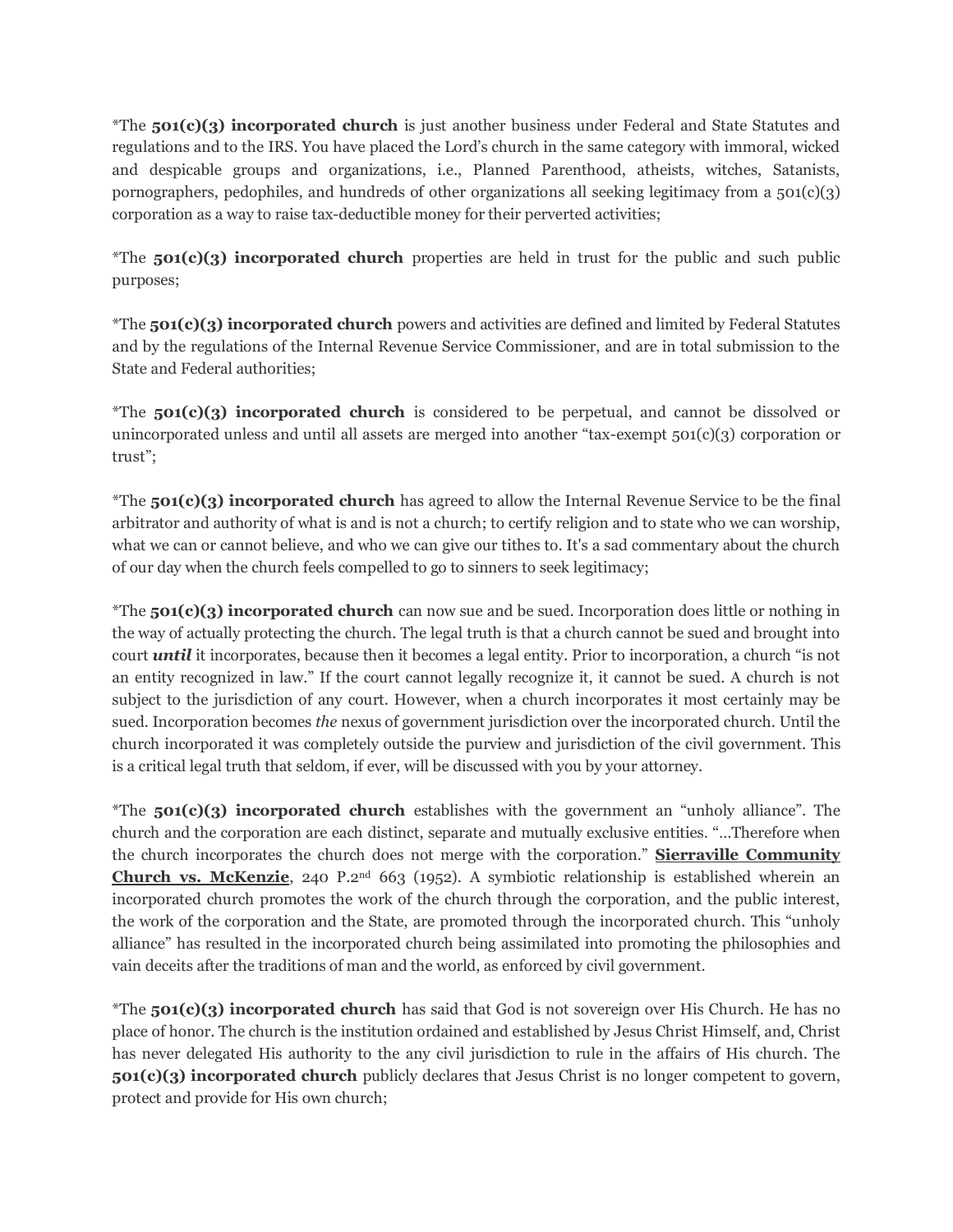*The **501(c)(3) incorporated church** is just another business under Federal and State Statutes and regulations and to the IRS. You have placed the Lord's church in the same category with immoral, wicked and despicable groups and organizations, i.e., Planned Parenthood, atheists, witches, Satanists, pornographers, pedophiles, and hundreds of other organizations all seeking legitimacy from a 501(c)(3) corporation as a way to raise tax-deductible money for their perverted activities;

*The **501(c)(3) incorporated church** properties are held in trust for the public and such public purposes;

*The **501(c)(3) incorporated church** powers and activities are defined and limited by Federal Statutes and by the regulations of the Internal Revenue Service Commissioner, and are in total submission to the State and Federal authorities;

*The **501(c)(3) incorporated church** is considered to be perpetual, and cannot be dissolved or unincorporated unless and until all assets are merged into another "tax-exempt 501(c)(3) corporation or trust";

*The **501(c)(3) incorporated church** has agreed to allow the Internal Revenue Service to be the final arbitrator and authority of what is and is not a church; to certify religion and to state who we can worship, what we can or cannot believe, and who we can give our tithes to. It's a sad commentary about the church of our day when the church feels compelled to go to sinners to seek legitimacy;

*The **501(c)(3) incorporated church** can now sue and be sued. Incorporation does little or nothing in the way of actually protecting the church. The legal truth is that a church cannot be sued and brought into court ***until*** it incorporates, because then it becomes a legal entity. Prior to incorporation, a church "is not an entity recognized in law." If the court cannot legally recognize it, it cannot be sued. A church is not subject to the jurisdiction of any court. However, when a church incorporates it most certainly may be sued. Incorporation becomes *the* nexus of government jurisdiction over the incorporated church. Until the church incorporated it was completely outside the purview and jurisdiction of the civil government. This is a critical legal truth that seldom, if ever, will be discussed with you by your attorney.

*The **501(c)(3) incorporated church** establishes with the government an "unholy alliance". The church and the corporation are each distinct, separate and mutually exclusive entities. "…Therefore when the church incorporates the church does not merge with the corporation." **Sierraville Community Church vs. McKenzie**, 240 P.2nd 663 (1952). A symbiotic relationship is established wherein an incorporated church promotes the work of the church through the corporation, and the public interest, the work of the corporation and the State, are promoted through the incorporated church. This "unholy alliance" has resulted in the incorporated church being assimilated into promoting the philosophies and vain deceits after the traditions of man and the world, as enforced by civil government.

*The **501(c)(3) incorporated church** has said that God is not sovereign over His Church. He has no place of honor. The church is the institution ordained and established by Jesus Christ Himself, and, Christ has never delegated His authority to the any civil jurisdiction to rule in the affairs of His church. The **501(c)(3) incorporated church** publicly declares that Jesus Christ is no longer competent to govern, protect and provide for His own church;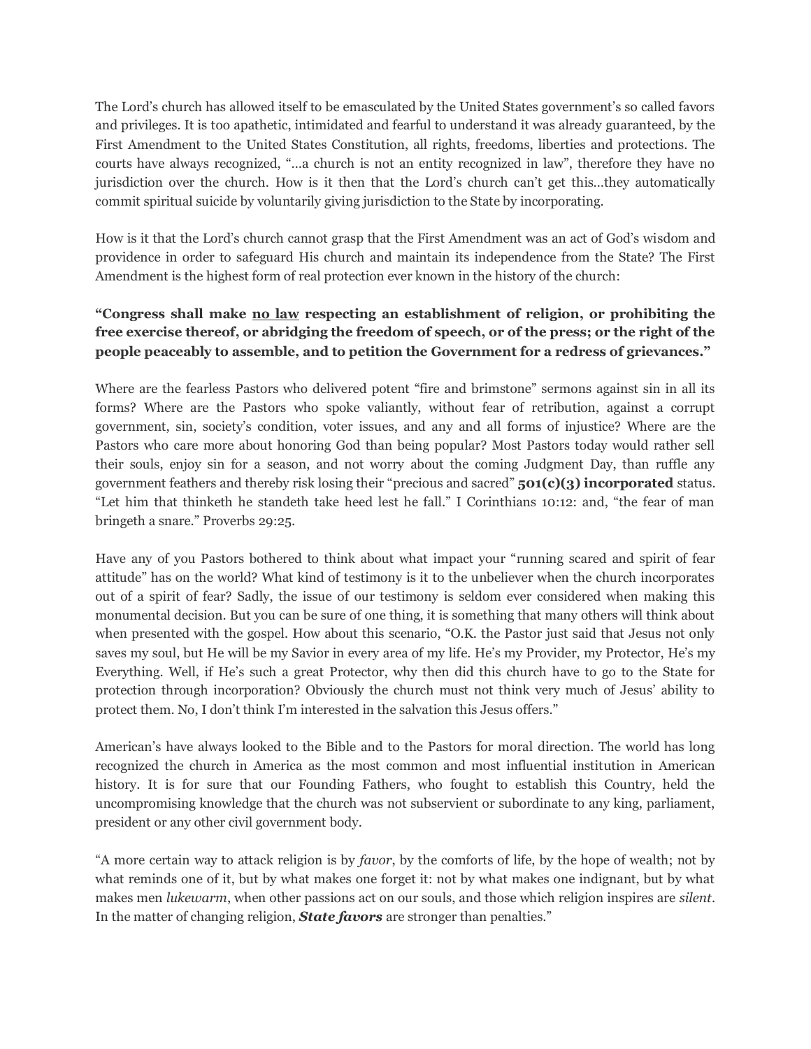The Lord's church has allowed itself to be emasculated by the United States government's so called favors and privileges. It is too apathetic, intimidated and fearful to understand it was already guaranteed, by the First Amendment to the United States Constitution, all rights, freedoms, liberties and protections. The courts have always recognized, "…a church is not an entity recognized in law", therefore they have no jurisdiction over the church. How is it then that the Lord's church can't get this…they automatically commit spiritual suicide by voluntarily giving jurisdiction to the State by incorporating.

How is it that the Lord's church cannot grasp that the First Amendment was an act of God's wisdom and providence in order to safeguard His church and maintain its independence from the State? The First Amendment is the highest form of real protection ever known in the history of the church:

**"Congress shall make <u>no law</u> respecting an establishment of religion, or prohibiting the free exercise thereof, or abridging the freedom of speech, or of the press; or the right of the people peaceably to assemble, and to petition the Government for a redress of grievances."**

Where are the fearless Pastors who delivered potent "fire and brimstone" sermons against sin in all its forms? Where are the Pastors who spoke valiantly, without fear of retribution, against a corrupt government, sin, society's condition, voter issues, and any and all forms of injustice? Where are the Pastors who care more about honoring God than being popular? Most Pastors today would rather sell their souls, enjoy sin for a season, and not worry about the coming Judgment Day, than ruffle any government feathers and thereby risk losing their "precious and sacred" **501(c)(3) incorporated** status. "Let him that thinketh he standeth take heed lest he fall." I Corinthians 10:12: and, "the fear of man bringeth a snare." Proverbs 29:25.

Have any of you Pastors bothered to think about what impact your "running scared and spirit of fear attitude" has on the world? What kind of testimony is it to the unbeliever when the church incorporates out of a spirit of fear? Sadly, the issue of our testimony is seldom ever considered when making this monumental decision. But you can be sure of one thing, it is something that many others will think about when presented with the gospel. How about this scenario, "O.K. the Pastor just said that Jesus not only saves my soul, but He will be my Savior in every area of my life. He's my Provider, my Protector, He's my Everything. Well, if He's such a great Protector, why then did this church have to go to the State for protection through incorporation? Obviously the church must not think very much of Jesus' ability to protect them. No, I don't think I'm interested in the salvation this Jesus offers."

American's have always looked to the Bible and to the Pastors for moral direction. The world has long recognized the church in America as the most common and most influential institution in American history. It is for sure that our Founding Fathers, who fought to establish this Country, held the uncompromising knowledge that the church was not subservient or subordinate to any king, parliament, president or any other civil government body.

"A more certain way to attack religion is by *favor*, by the comforts of life, by the hope of wealth; not by what reminds one of it, but by what makes one forget it: not by what makes one indignant, but by what makes men *lukewarm*, when other passions act on our souls, and those which religion inspires are *silent*. In the matter of changing religion, ***State favors*** are stronger than penalties."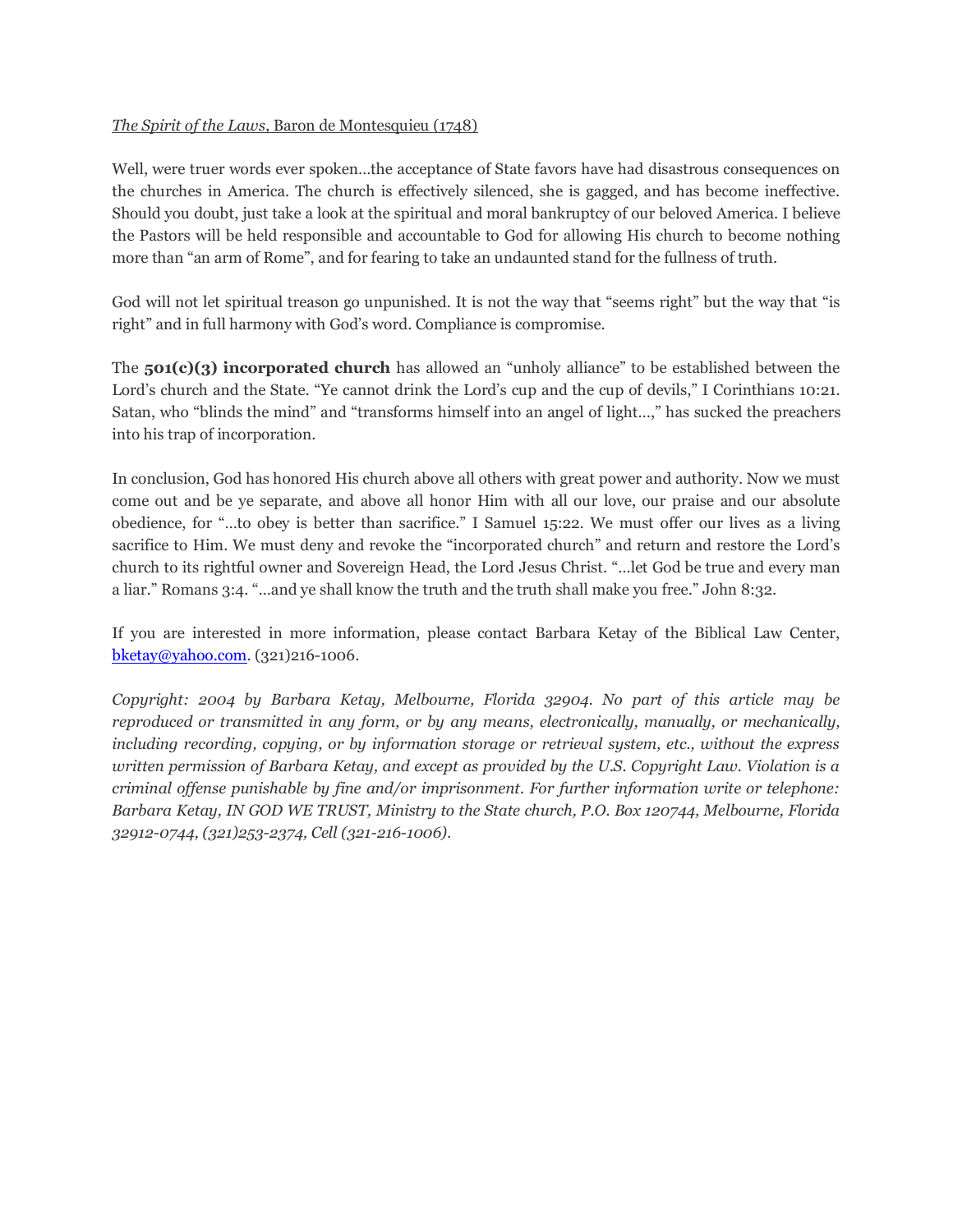*The Spirit of the Laws*, Baron de Montesquieu (1748)

Well, were truer words ever spoken…the acceptance of State favors have had disastrous consequences on the churches in America. The church is effectively silenced, she is gagged, and has become ineffective. Should you doubt, just take a look at the spiritual and moral bankruptcy of our beloved America. I believe the Pastors will be held responsible and accountable to God for allowing His church to become nothing more than "an arm of Rome", and for fearing to take an undaunted stand for the fullness of truth.

God will not let spiritual treason go unpunished. It is not the way that "seems right" but the way that "is right" and in full harmony with God's word. Compliance is compromise.

The **501(c)(3) incorporated church** has allowed an "unholy alliance" to be established between the Lord's church and the State. "Ye cannot drink the Lord's cup and the cup of devils," I Corinthians 10:21. Satan, who "blinds the mind" and "transforms himself into an angel of light…," has sucked the preachers into his trap of incorporation.

In conclusion, God has honored His church above all others with great power and authority. Now we must come out and be ye separate, and above all honor Him with all our love, our praise and our absolute obedience, for "…to obey is better than sacrifice." I Samuel 15:22. We must offer our lives as a living sacrifice to Him. We must deny and revoke the "incorporated church" and return and restore the Lord's church to its rightful owner and Sovereign Head, the Lord Jesus Christ. "…let God be true and every man a liar." Romans 3:4. "…and ye shall know the truth and the truth shall make you free." John 8:32.

If you are interested in more information, please contact Barbara Ketay of the Biblical Law Center, bketay@yahoo.com. (321)216-1006.

*Copyright: 2004 by Barbara Ketay, Melbourne, Florida 32904. No part of this article may be reproduced or transmitted in any form, or by any means, electronically, manually, or mechanically, including recording, copying, or by information storage or retrieval system, etc., without the express written permission of Barbara Ketay, and except as provided by the U.S. Copyright Law. Violation is a criminal offense punishable by fine and/or imprisonment. For further information write or telephone: Barbara Ketay, IN GOD WE TRUST, Ministry to the State church, P.O. Box 120744, Melbourne, Florida 32912-0744, (321)253-2374, Cell (321-216-1006).*